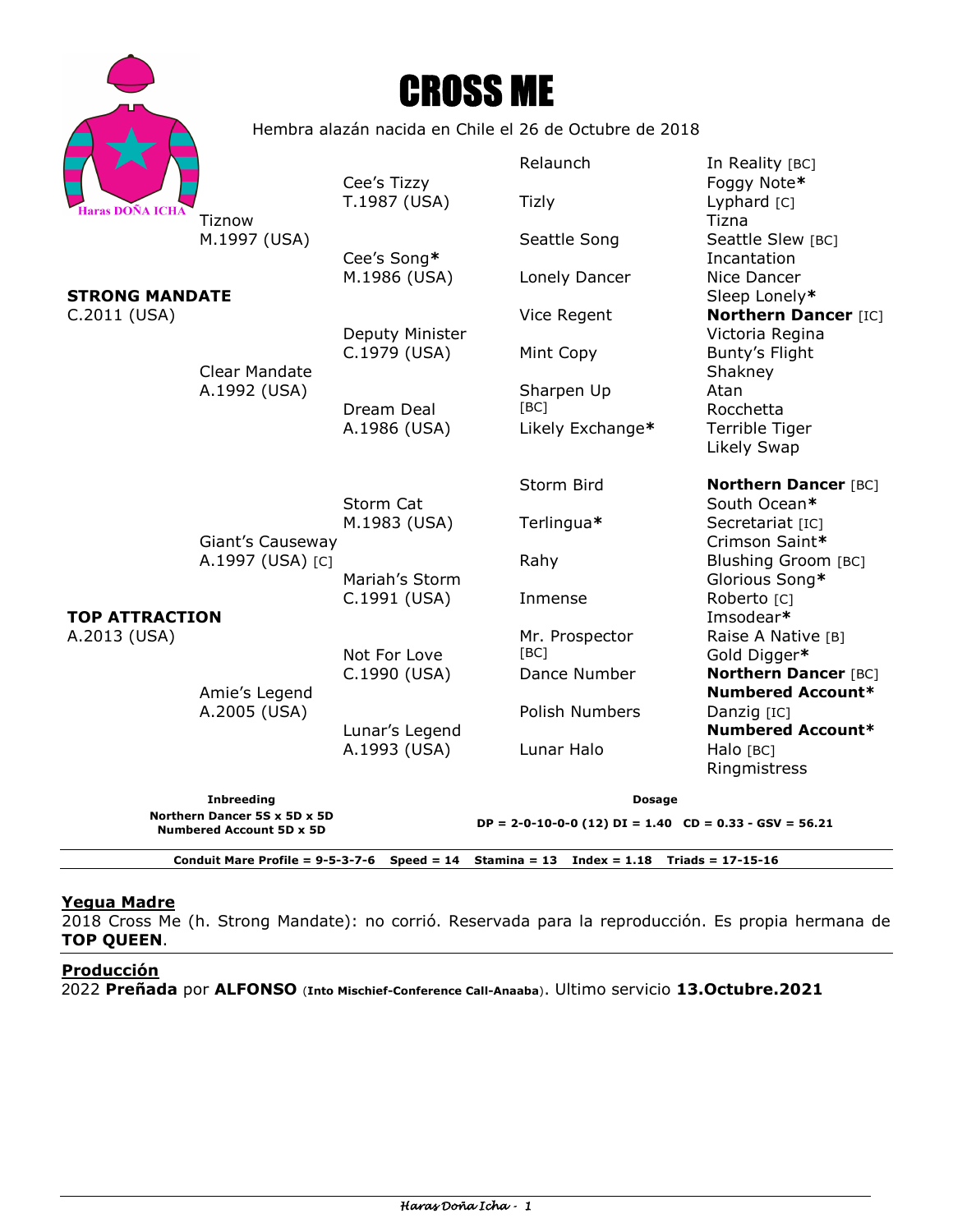# CROSS ME

Hembra alazán nacida en Chile el 26 de Octubre de 2018

Haras DOÑA ICHA

| | | | |
|---|---|---|---|
| **STRONG MANDATE** C.2011 (USA) | Tiznow M.1997 (USA) | Cee's Tizzy T.1987 (USA) | Relaunch | In Reality [BC] |
| | | | | Foggy Note* |
| | | | Tizly | Lyphard [C] |
| | | | | Tizna |
| | | Cee's Song* M.1986 (USA) | Seattle Song | Seattle Slew [BC] |
| | | | | Incantation |
| | | | Lonely Dancer | Nice Dancer |
| | | | | Sleep Lonely* |
| | Clear Mandate A.1992 (USA) | Deputy Minister C.1979 (USA) | Vice Regent | **Northern Dancer** [IC] |
| | | | | Victoria Regina |
| | | | Mint Copy | Bunty's Flight |
| | | | | Shakney |
| | | Dream Deal A.1986 (USA) | Sharpen Up [BC] | Atan |
| | | | | Rocchetta |
| | | | Likely Exchange* | Terrible Tiger |
| | | | | Likely Swap |
| **TOP ATTRACTION** A.2013 (USA) | Giant's Causeway A.1997 (USA) [C] | Storm Cat M.1983 (USA) | Storm Bird | **Northern Dancer** [BC] |
| | | | | South Ocean* |
| | | | Terlingua* | Secretariat [IC] |
| | | | | Crimson Saint* |
| | | Mariah's Storm C.1991 (USA) | Rahy | Blushing Groom [BC] |
| | | | | Glorious Song* |
| | | | Inmense | Roberto [C] |
| | | | | Imsodear* |
| | Amie's Legend A.2005 (USA) | Not For Love C.1990 (USA) | Mr. Prospector [BC] | Raise A Native [B] |
| | | | | Gold Digger* |
| | | | Dance Number | **Northern Dancer** [BC] |
| | | | | **Numbered Account*** |
| | | Lunar's Legend A.1993 (USA) | Polish Numbers | Danzig [IC] |
| | | | | **Numbered Account*** |
| | | | Lunar Halo | Halo [BC] |
| | | | | Ringmistress |

**Inbreeding**
**Northern Dancer 5S x 5D x 5D**
**Numbered Account 5D x 5D**

**Dosage**
**DP = 2-0-10-0-0 (12) DI = 1.40 CD = 0.33 - GSV = 56.21**

**Conduit Mare Profile = 9-5-3-7-6 Speed = 14 Stamina = 13 Index = 1.18 Triads = 17-15-16**

## Yegua Madre

2018 Cross Me (h. Strong Mandate): no corrió. Reservada para la reproducción. Es propia hermana de **TOP QUEEN**.

## Producción

2022 **Preñada** por **ALFONSO** (**Into Mischief-Conference Call-Anaaba**). Ultimo servicio **13.Octubre.2021**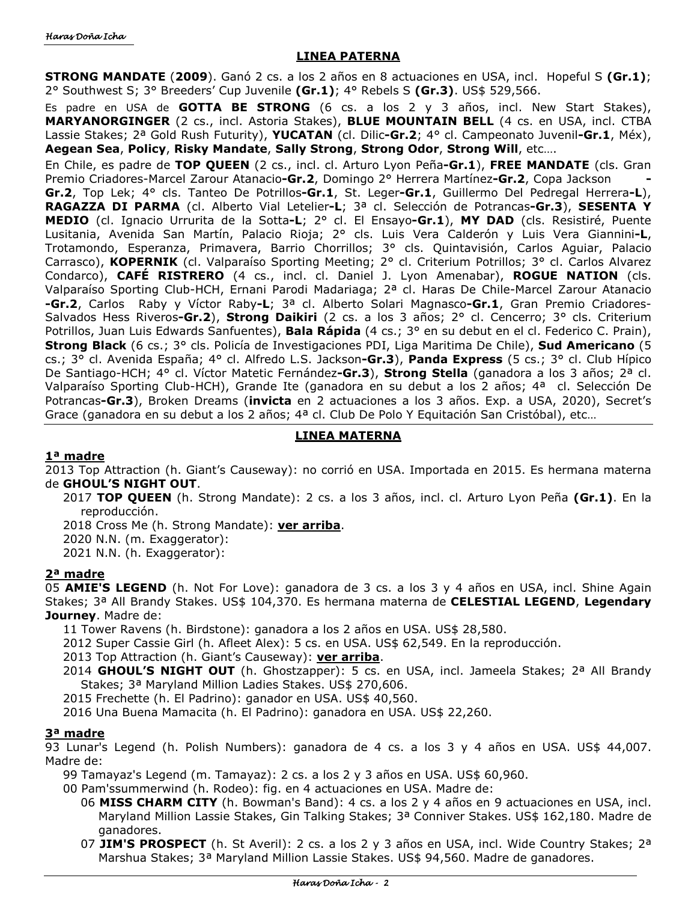## LINEA PATERNA

**STRONG MANDATE** (**2009**). Ganó 2 cs. a los 2 años en 8 actuaciones en USA, incl. Hopeful S **(Gr.1)**; 2° Southwest S; 3° Breeders' Cup Juvenile **(Gr.1)**; 4° Rebels S **(Gr.3)**. US$ 529,566.

Es padre en USA de **GOTTA BE STRONG** (6 cs. a los 2 y 3 años, incl. New Start Stakes), **MARYANORGINGER** (2 cs., incl. Astoria Stakes), **BLUE MOUNTAIN BELL** (4 cs. en USA, incl. CTBA Lassie Stakes; 2ª Gold Rush Futurity), **YUCATAN** (cl. Dilic**-Gr.2**; 4° cl. Campeonato Juvenil**-Gr.1**, Méx), **Aegean Sea**, **Policy**, **Risky Mandate**, **Sally Strong**, **Strong Odor**, **Strong Will**, etc….

En Chile, es padre de **TOP QUEEN** (2 cs., incl. cl. Arturo Lyon Peña**-Gr.1**), **FREE MANDATE** (cls. Gran Premio Criadores-Marcel Zarour Atanacio**-Gr.2**, Domingo 2° Herrera Martínez**-Gr.2**, Copa Jackson **-Gr.2**, Top Lek; 4° cls. Tanteo De Potrillos**-Gr.1**, St. Leger**-Gr.1**, Guillermo Del Pedregal Herrera**-L**), **RAGAZZA DI PARMA** (cl. Alberto Vial Letelier**-L**; 3ª cl. Selección de Potrancas**-Gr.3**), **SESENTA Y MEDIO** (cl. Ignacio Urrurita de la Sotta**-L**; 2° cl. El Ensayo**-Gr.1**), **MY DAD** (cls. Resistiré, Puente Lusitania, Avenida San Martín, Palacio Rioja; 2° cls. Luis Vera Calderón y Luis Vera Giannini**-L**, Trotamondo, Esperanza, Primavera, Barrio Chorrillos; 3° cls. Quintavisión, Carlos Aguiar, Palacio Carrasco), **KOPERNIK** (cl. Valparaíso Sporting Meeting; 2° cl. Criterium Potrillos; 3° cl. Carlos Alvarez Condarco), **CAFÉ RISTRERO** (4 cs., incl. cl. Daniel J. Lyon Amenabar), **ROGUE NATION** (cls. Valparaíso Sporting Club-HCH, Ernani Parodi Madariaga; 2ª cl. Haras De Chile-Marcel Zarour Atanacio **-Gr.2**, Carlos Raby y Víctor Raby**-L**; 3ª cl. Alberto Solari Magnasco**-Gr.1**, Gran Premio Criadores-Salvados Hess Riveros**-Gr.2**), **Strong Daikiri** (2 cs. a los 3 años; 2° cl. Cencerro; 3° cls. Criterium Potrillos, Juan Luis Edwards Sanfuentes), **Bala Rápida** (4 cs.; 3° en su debut en el cl. Federico C. Prain), **Strong Black** (6 cs.; 3° cls. Policía de Investigaciones PDI, Liga Maritima De Chile), **Sud Americano** (5 cs.; 3° cl. Avenida España; 4° cl. Alfredo L.S. Jackson**-Gr.3**), **Panda Express** (5 cs.; 3° cl. Club Hípico De Santiago-HCH; 4° cl. Víctor Matetic Fernández**-Gr.3**), **Strong Stella** (ganadora a los 3 años; 2ª cl. Valparaíso Sporting Club-HCH), Grande Ite (ganadora en su debut a los 2 años; 4ª cl. Selección De Potrancas**-Gr.3**), Broken Dreams (**invicta** en 2 actuaciones a los 3 años. Exp. a USA, 2020), Secret's Grace (ganadora en su debut a los 2 años; 4ª cl. Club De Polo Y Equitación San Cristóbal), etc…

## LINEA MATERNA

### 1ª madre

2013 Top Attraction (h. Giant's Causeway): no corrió en USA. Importada en 2015. Es hermana materna de **GHOUL'S NIGHT OUT**.

- 2017 **TOP QUEEN** (h. Strong Mandate): 2 cs. a los 3 años, incl. cl. Arturo Lyon Peña **(Gr.1)**. En la reproducción.
- 2018 Cross Me (h. Strong Mandate): **ver arriba**.
- 2020 N.N. (m. Exaggerator):
- 2021 N.N. (h. Exaggerator):

### 2ª madre

05 **AMIE'S LEGEND** (h. Not For Love): ganadora de 3 cs. a los 3 y 4 años en USA, incl. Shine Again Stakes; 3ª All Brandy Stakes. US$ 104,370. Es hermana materna de **CELESTIAL LEGEND**, **Legendary Journey**. Madre de:

- 11 Tower Ravens (h. Birdstone): ganadora a los 2 años en USA. US$ 28,580.
- 2012 Super Cassie Girl (h. Afleet Alex): 5 cs. en USA. US$ 62,549. En la reproducción.
- 2013 Top Attraction (h. Giant's Causeway): **ver arriba**.
- 2014 **GHOUL'S NIGHT OUT** (h. Ghostzapper): 5 cs. en USA, incl. Jameela Stakes; 2ª All Brandy Stakes; 3ª Maryland Million Ladies Stakes. US$ 270,606.
- 2015 Frechette (h. El Padrino): ganador en USA. US$ 40,560.
- 2016 Una Buena Mamacita (h. El Padrino): ganadora en USA. US$ 22,260.

### 3ª madre

93 Lunar's Legend (h. Polish Numbers): ganadora de 4 cs. a los 3 y 4 años en USA. US$ 44,007. Madre de:

- 99 Tamayaz's Legend (m. Tamayaz): 2 cs. a los 2 y 3 años en USA. US$ 60,960.
- 00 Pam'ssummerwind (h. Rodeo): fig. en 4 actuaciones en USA. Madre de:
  - 06 **MISS CHARM CITY** (h. Bowman's Band): 4 cs. a los 2 y 4 años en 9 actuaciones en USA, incl. Maryland Million Lassie Stakes, Gin Talking Stakes; 3ª Conniver Stakes. US$ 162,180. Madre de ganadores.
  - 07 **JIM'S PROSPECT** (h. St Averil): 2 cs. a los 2 y 3 años en USA, incl. Wide Country Stakes; 2ª Marshua Stakes; 3ª Maryland Million Lassie Stakes. US$ 94,560. Madre de ganadores.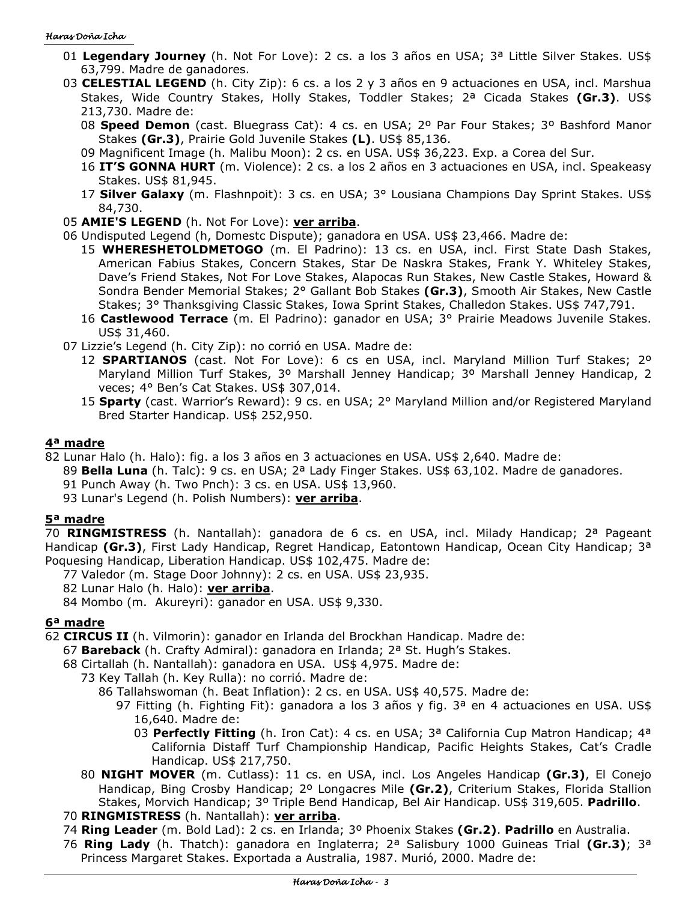01 **Legendary Journey** (h. Not For Love): 2 cs. a los 3 años en USA; 3ª Little Silver Stakes. US$ 63,799. Madre de ganadores.

03 **CELESTIAL LEGEND** (h. City Zip): 6 cs. a los 2 y 3 años en 9 actuaciones en USA, incl. Marshua Stakes, Wide Country Stakes, Holly Stakes, Toddler Stakes; 2ª Cicada Stakes **(Gr.3)**. US$ 213,730. Madre de:

- 08 **Speed Demon** (cast. Bluegrass Cat): 4 cs. en USA; 2º Par Four Stakes; 3º Bashford Manor Stakes **(Gr.3)**, Prairie Gold Juvenile Stakes **(L)**. US$ 85,136.
- 09 Magnificent Image (h. Malibu Moon): 2 cs. en USA. US$ 36,223. Exp. a Corea del Sur.
- 16 **IT'S GONNA HURT** (m. Violence): 2 cs. a los 2 años en 3 actuaciones en USA, incl. Speakeasy Stakes. US$ 81,945.
- 17 **Silver Galaxy** (m. Flashnpoit): 3 cs. en USA; 3° Lousiana Champions Day Sprint Stakes. US$ 84,730.

05 **AMIE'S LEGEND** (h. Not For Love): **ver arriba**.

06 Undisputed Legend (h, Domestc Dispute); ganadora en USA. US$ 23,466. Madre de:

- 15 **WHERESHETOLDMETOGO** (m. El Padrino): 13 cs. en USA, incl. First State Dash Stakes, American Fabius Stakes, Concern Stakes, Star De Naskra Stakes, Frank Y. Whiteley Stakes, Dave's Friend Stakes, Not For Love Stakes, Alapocas Run Stakes, New Castle Stakes, Howard & Sondra Bender Memorial Stakes; 2° Gallant Bob Stakes **(Gr.3)**, Smooth Air Stakes, New Castle Stakes; 3° Thanksgiving Classic Stakes, Iowa Sprint Stakes, Challedon Stakes. US$ 747,791.
- 16 **Castlewood Terrace** (m. El Padrino): ganador en USA; 3° Prairie Meadows Juvenile Stakes. US$ 31,460.

07 Lizzie's Legend (h. City Zip): no corrió en USA. Madre de:

- 12 **SPARTIANOS** (cast. Not For Love): 6 cs en USA, incl. Maryland Million Turf Stakes; 2º Maryland Million Turf Stakes, 3º Marshall Jenney Handicap; 3º Marshall Jenney Handicap, 2 veces; 4° Ben's Cat Stakes. US$ 307,014.
- 15 **Sparty** (cast. Warrior's Reward): 9 cs. en USA; 2° Maryland Million and/or Registered Maryland Bred Starter Handicap. US$ 252,950.

## 4ª madre

82 Lunar Halo (h. Halo): fig. a los 3 años en 3 actuaciones en USA. US$ 2,640. Madre de:

- 89 **Bella Luna** (h. Talc): 9 cs. en USA; 2ª Lady Finger Stakes. US$ 63,102. Madre de ganadores.
- 91 Punch Away (h. Two Pnch): 3 cs. en USA. US$ 13,960.
- 93 Lunar's Legend (h. Polish Numbers): **ver arriba**.

## 5ª madre

70 **RINGMISTRESS** (h. Nantallah): ganadora de 6 cs. en USA, incl. Milady Handicap; 2ª Pageant Handicap **(Gr.3)**, First Lady Handicap, Regret Handicap, Eatontown Handicap, Ocean City Handicap; 3ª Poquesing Handicap, Liberation Handicap. US$ 102,475. Madre de:

- 77 Valedor (m. Stage Door Johnny): 2 cs. en USA. US$ 23,935.
- 82 Lunar Halo (h. Halo): **ver arriba**.
- 84 Mombo (m. Akureyri): ganador en USA. US$ 9,330.

## 6ª madre

62 **CIRCUS II** (h. Vilmorin): ganador en Irlanda del Brockhan Handicap. Madre de:

- 67 **Bareback** (h. Crafty Admiral): ganadora en Irlanda; 2ª St. Hugh's Stakes.
- 68 Cirtallah (h. Nantallah): ganadora en USA. US$ 4,975. Madre de:
  - 73 Key Tallah (h. Key Rulla): no corrió. Madre de:
    - 86 Tallahswoman (h. Beat Inflation): 2 cs. en USA. US$ 40,575. Madre de:
      - 97 Fitting (h. Fighting Fit): ganadora a los 3 años y fig. 3ª en 4 actuaciones en USA. US$ 16,640. Madre de:
        - 03 **Perfectly Fitting** (h. Iron Cat): 4 cs. en USA; 3ª California Cup Matron Handicap; 4ª California Distaff Turf Championship Handicap, Pacific Heights Stakes, Cat's Cradle Handicap. US$ 217,750.
  - 80 **NIGHT MOVER** (m. Cutlass): 11 cs. en USA, incl. Los Angeles Handicap **(Gr.3)**, El Conejo Handicap, Bing Crosby Handicap; 2º Longacres Mile **(Gr.2)**, Criterium Stakes, Florida Stallion Stakes, Morvich Handicap; 3º Triple Bend Handicap, Bel Air Handicap. US$ 319,605. **Padrillo**.
- 70 **RINGMISTRESS** (h. Nantallah): **ver arriba**.
- 74 **Ring Leader** (m. Bold Lad): 2 cs. en Irlanda; 3º Phoenix Stakes **(Gr.2)**. **Padrillo** en Australia.
- 76 **Ring Lady** (h. Thatch): ganadora en Inglaterra; 2ª Salisbury 1000 Guineas Trial **(Gr.3)**; 3ª Princess Margaret Stakes. Exportada a Australia, 1987. Murió, 2000. Madre de: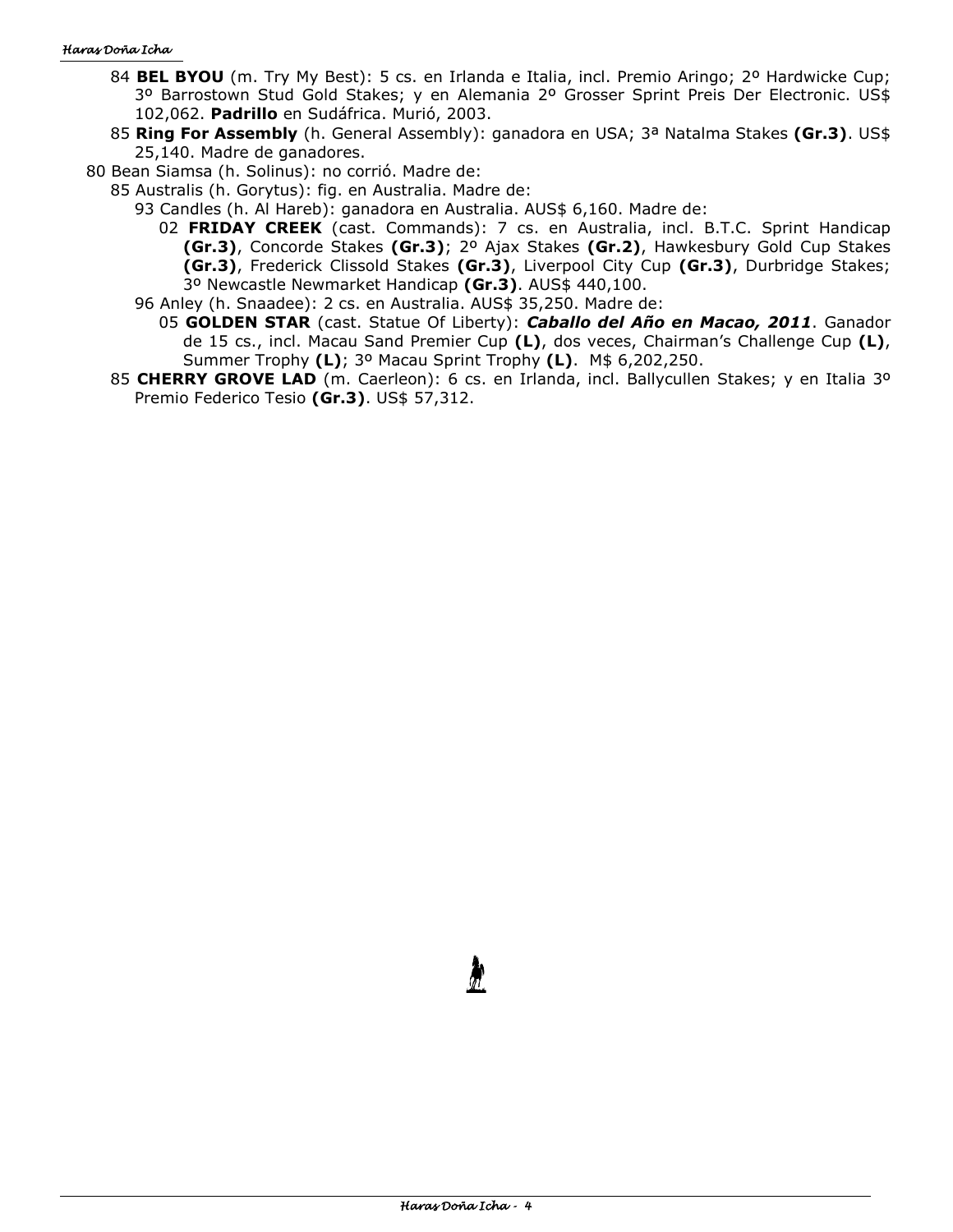84 **BEL BYOU** (m. Try My Best): 5 cs. en Irlanda e Italia, incl. Premio Aringo; 2º Hardwicke Cup; 3º Barrostown Stud Gold Stakes; y en Alemania 2º Grosser Sprint Preis Der Electronic. US$ 102,062. **Padrillo** en Sudáfrica. Murió, 2003.

85 **Ring For Assembly** (h. General Assembly): ganadora en USA; 3ª Natalma Stakes **(Gr.3)**. US$ 25,140. Madre de ganadores.

80 Bean Siamsa (h. Solinus): no corrió. Madre de:

85 Australis (h. Gorytus): fig. en Australia. Madre de:

93 Candles (h. Al Hareb): ganadora en Australia. AUS$ 6,160. Madre de:

02 **FRIDAY CREEK** (cast. Commands): 7 cs. en Australia, incl. B.T.C. Sprint Handicap **(Gr.3)**, Concorde Stakes **(Gr.3)**; 2º Ajax Stakes **(Gr.2)**, Hawkesbury Gold Cup Stakes **(Gr.3)**, Frederick Clissold Stakes **(Gr.3)**, Liverpool City Cup **(Gr.3)**, Durbridge Stakes; 3º Newcastle Newmarket Handicap **(Gr.3)**. AUS$ 440,100.

96 Anley (h. Snaadee): 2 cs. en Australia. AUS$ 35,250. Madre de:

05 **GOLDEN STAR** (cast. Statue Of Liberty): ***Caballo del Año en Macao, 2011***. Ganador de 15 cs., incl. Macau Sand Premier Cup **(L)**, dos veces, Chairman's Challenge Cup **(L)**, Summer Trophy **(L)**; 3º Macau Sprint Trophy **(L)**. M$ 6,202,250.

85 **CHERRY GROVE LAD** (m. Caerleon): 6 cs. en Irlanda, incl. Ballycullen Stakes; y en Italia 3º Premio Federico Tesio **(Gr.3)**. US$ 57,312.